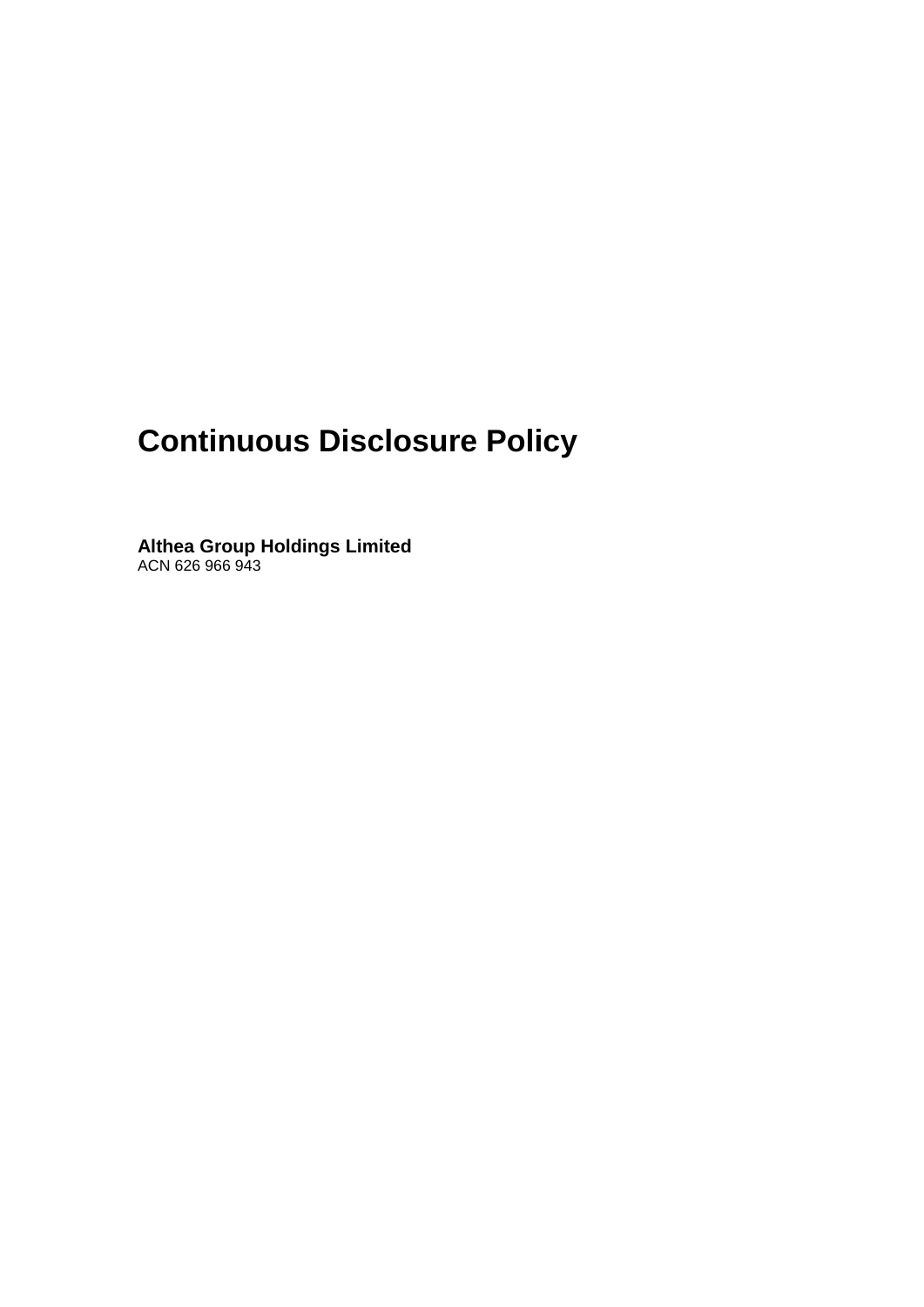# Continuous Disclosure Policy

**Althea Group Holdings Limited**
ACN 626 966 943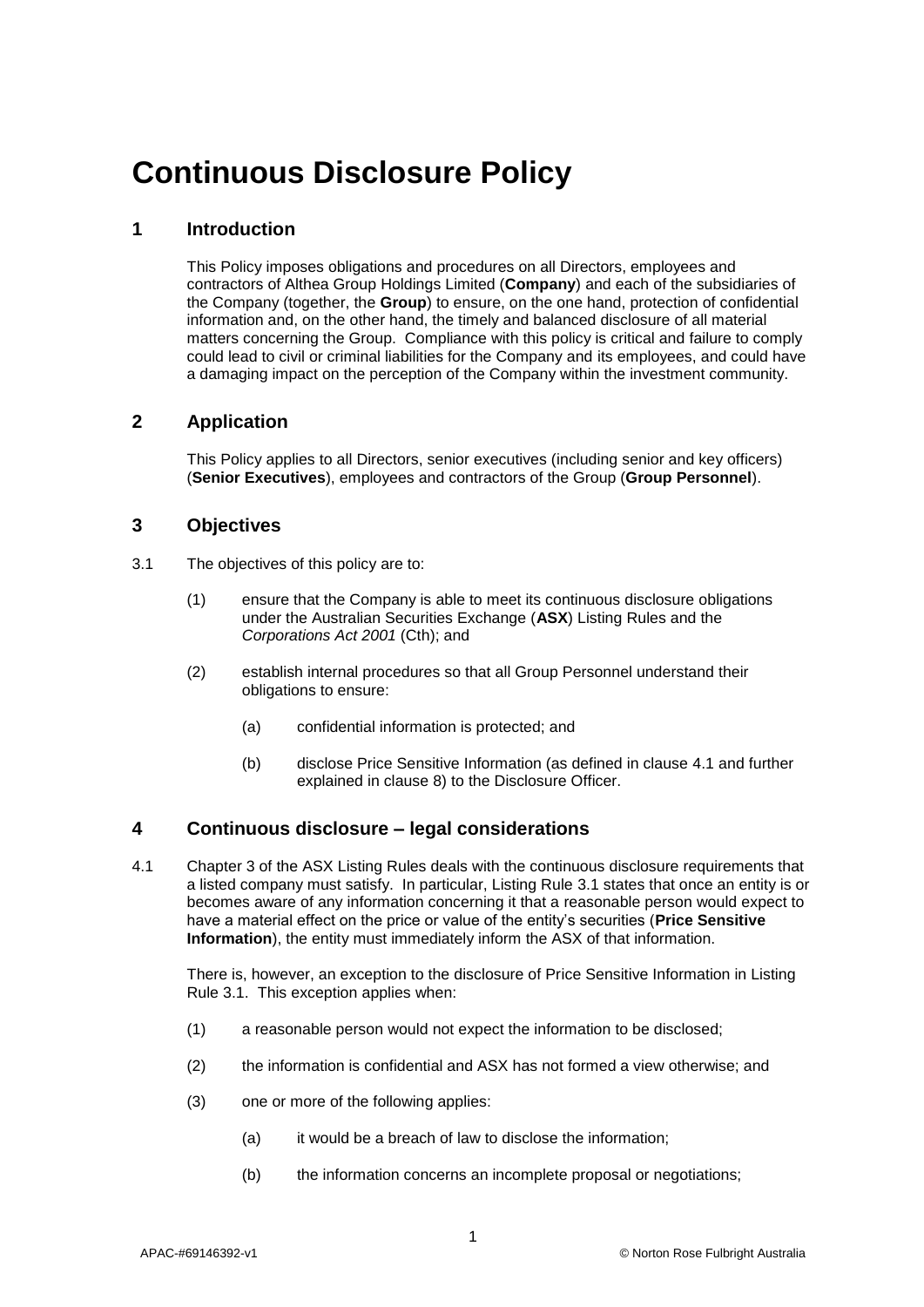# Continuous Disclosure Policy

## 1 Introduction

This Policy imposes obligations and procedures on all Directors, employees and contractors of Althea Group Holdings Limited (**Company**) and each of the subsidiaries of the Company (together, the **Group**) to ensure, on the one hand, protection of confidential information and, on the other hand, the timely and balanced disclosure of all material matters concerning the Group. Compliance with this policy is critical and failure to comply could lead to civil or criminal liabilities for the Company and its employees, and could have a damaging impact on the perception of the Company within the investment community.

## 2 Application

This Policy applies to all Directors, senior executives (including senior and key officers) (**Senior Executives**), employees and contractors of the Group (**Group Personnel**).

## 3 Objectives

3.1 The objectives of this policy are to:

(1) ensure that the Company is able to meet its continuous disclosure obligations under the Australian Securities Exchange (**ASX**) Listing Rules and the *Corporations Act 2001* (Cth); and

(2) establish internal procedures so that all Group Personnel understand their obligations to ensure:

(a) confidential information is protected; and

(b) disclose Price Sensitive Information (as defined in clause 4.1 and further explained in clause 8) to the Disclosure Officer.

## 4 Continuous disclosure – legal considerations

4.1 Chapter 3 of the ASX Listing Rules deals with the continuous disclosure requirements that a listed company must satisfy. In particular, Listing Rule 3.1 states that once an entity is or becomes aware of any information concerning it that a reasonable person would expect to have a material effect on the price or value of the entity's securities (**Price Sensitive Information**), the entity must immediately inform the ASX of that information.

There is, however, an exception to the disclosure of Price Sensitive Information in Listing Rule 3.1. This exception applies when:

(1) a reasonable person would not expect the information to be disclosed;

(2) the information is confidential and ASX has not formed a view otherwise; and

(3) one or more of the following applies:

(a) it would be a breach of law to disclose the information;

(b) the information concerns an incomplete proposal or negotiations;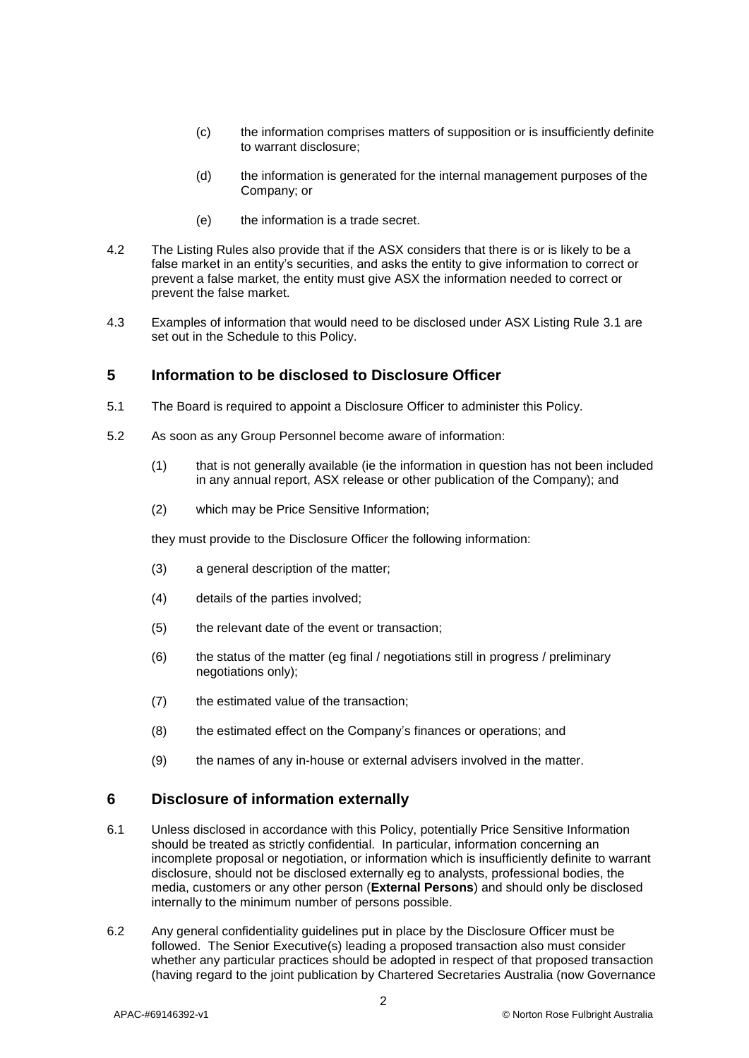(c) the information comprises matters of supposition or is insufficiently definite to warrant disclosure;

(d) the information is generated for the internal management purposes of the Company; or

(e) the information is a trade secret.

4.2 The Listing Rules also provide that if the ASX considers that there is or is likely to be a false market in an entity's securities, and asks the entity to give information to correct or prevent a false market, the entity must give ASX the information needed to correct or prevent the false market.

4.3 Examples of information that would need to be disclosed under ASX Listing Rule 3.1 are set out in the Schedule to this Policy.

## 5 Information to be disclosed to Disclosure Officer

5.1 The Board is required to appoint a Disclosure Officer to administer this Policy.

5.2 As soon as any Group Personnel become aware of information:

(1) that is not generally available (ie the information in question has not been included in any annual report, ASX release or other publication of the Company); and

(2) which may be Price Sensitive Information;

they must provide to the Disclosure Officer the following information:

(3) a general description of the matter;

(4) details of the parties involved;

(5) the relevant date of the event or transaction;

(6) the status of the matter (eg final / negotiations still in progress / preliminary negotiations only);

(7) the estimated value of the transaction;

(8) the estimated effect on the Company's finances or operations; and

(9) the names of any in-house or external advisers involved in the matter.

## 6 Disclosure of information externally

6.1 Unless disclosed in accordance with this Policy, potentially Price Sensitive Information should be treated as strictly confidential. In particular, information concerning an incomplete proposal or negotiation, or information which is insufficiently definite to warrant disclosure, should not be disclosed externally eg to analysts, professional bodies, the media, customers or any other person (**External Persons**) and should only be disclosed internally to the minimum number of persons possible.

6.2 Any general confidentiality guidelines put in place by the Disclosure Officer must be followed. The Senior Executive(s) leading a proposed transaction also must consider whether any particular practices should be adopted in respect of that proposed transaction (having regard to the joint publication by Chartered Secretaries Australia (now Governance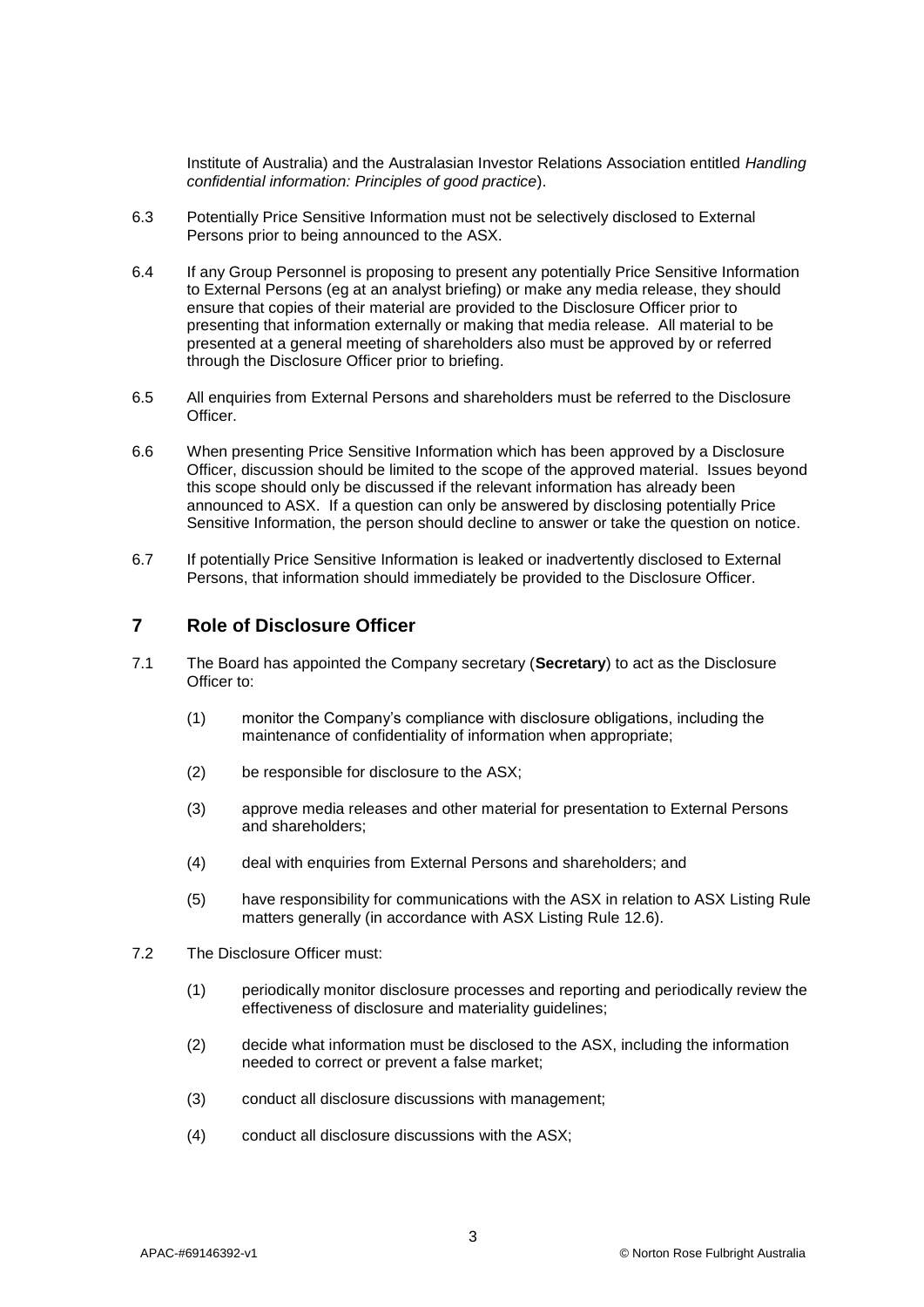Institute of Australia) and the Australasian Investor Relations Association entitled *Handling confidential information: Principles of good practice*).

6.3 Potentially Price Sensitive Information must not be selectively disclosed to External Persons prior to being announced to the ASX.

6.4 If any Group Personnel is proposing to present any potentially Price Sensitive Information to External Persons (eg at an analyst briefing) or make any media release, they should ensure that copies of their material are provided to the Disclosure Officer prior to presenting that information externally or making that media release. All material to be presented at a general meeting of shareholders also must be approved by or referred through the Disclosure Officer prior to briefing.

6.5 All enquiries from External Persons and shareholders must be referred to the Disclosure Officer.

6.6 When presenting Price Sensitive Information which has been approved by a Disclosure Officer, discussion should be limited to the scope of the approved material. Issues beyond this scope should only be discussed if the relevant information has already been announced to ASX. If a question can only be answered by disclosing potentially Price Sensitive Information, the person should decline to answer or take the question on notice.

6.7 If potentially Price Sensitive Information is leaked or inadvertently disclosed to External Persons, that information should immediately be provided to the Disclosure Officer.

## 7 Role of Disclosure Officer

7.1 The Board has appointed the Company secretary (**Secretary**) to act as the Disclosure Officer to:

(1) monitor the Company's compliance with disclosure obligations, including the maintenance of confidentiality of information when appropriate;

(2) be responsible for disclosure to the ASX;

(3) approve media releases and other material for presentation to External Persons and shareholders;

(4) deal with enquiries from External Persons and shareholders; and

(5) have responsibility for communications with the ASX in relation to ASX Listing Rule matters generally (in accordance with ASX Listing Rule 12.6).

7.2 The Disclosure Officer must:

(1) periodically monitor disclosure processes and reporting and periodically review the effectiveness of disclosure and materiality guidelines;

(2) decide what information must be disclosed to the ASX, including the information needed to correct or prevent a false market;

(3) conduct all disclosure discussions with management;

(4) conduct all disclosure discussions with the ASX;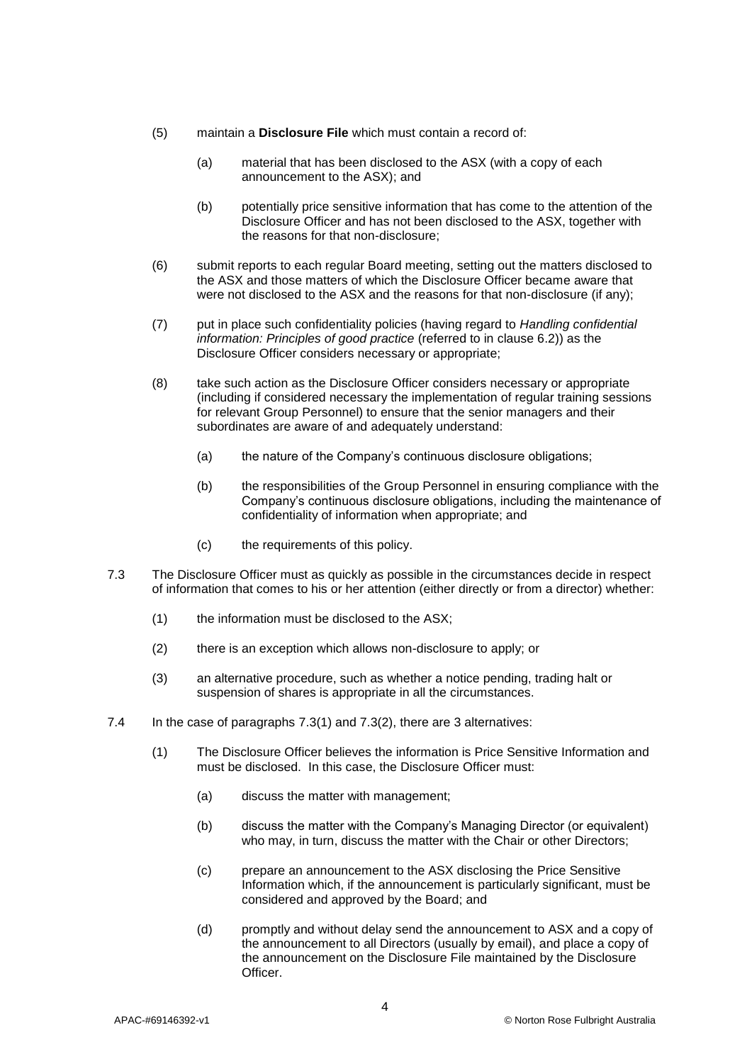(5) maintain a **Disclosure File** which must contain a record of:

    (a) material that has been disclosed to the ASX (with a copy of each announcement to the ASX); and

    (b) potentially price sensitive information that has come to the attention of the Disclosure Officer and has not been disclosed to the ASX, together with the reasons for that non-disclosure;

(6) submit reports to each regular Board meeting, setting out the matters disclosed to the ASX and those matters of which the Disclosure Officer became aware that were not disclosed to the ASX and the reasons for that non-disclosure (if any);

(7) put in place such confidentiality policies (having regard to *Handling confidential information: Principles of good practice* (referred to in clause 6.2)) as the Disclosure Officer considers necessary or appropriate;

(8) take such action as the Disclosure Officer considers necessary or appropriate (including if considered necessary the implementation of regular training sessions for relevant Group Personnel) to ensure that the senior managers and their subordinates are aware of and adequately understand:

    (a) the nature of the Company's continuous disclosure obligations;

    (b) the responsibilities of the Group Personnel in ensuring compliance with the Company's continuous disclosure obligations, including the maintenance of confidentiality of information when appropriate; and

    (c) the requirements of this policy.

7.3 The Disclosure Officer must as quickly as possible in the circumstances decide in respect of information that comes to his or her attention (either directly or from a director) whether:

(1) the information must be disclosed to the ASX;

(2) there is an exception which allows non-disclosure to apply; or

(3) an alternative procedure, such as whether a notice pending, trading halt or suspension of shares is appropriate in all the circumstances.

7.4 In the case of paragraphs 7.3(1) and 7.3(2), there are 3 alternatives:

(1) The Disclosure Officer believes the information is Price Sensitive Information and must be disclosed. In this case, the Disclosure Officer must:

    (a) discuss the matter with management;

    (b) discuss the matter with the Company's Managing Director (or equivalent) who may, in turn, discuss the matter with the Chair or other Directors;

    (c) prepare an announcement to the ASX disclosing the Price Sensitive Information which, if the announcement is particularly significant, must be considered and approved by the Board; and

    (d) promptly and without delay send the announcement to ASX and a copy of the announcement to all Directors (usually by email), and place a copy of the announcement on the Disclosure File maintained by the Disclosure Officer.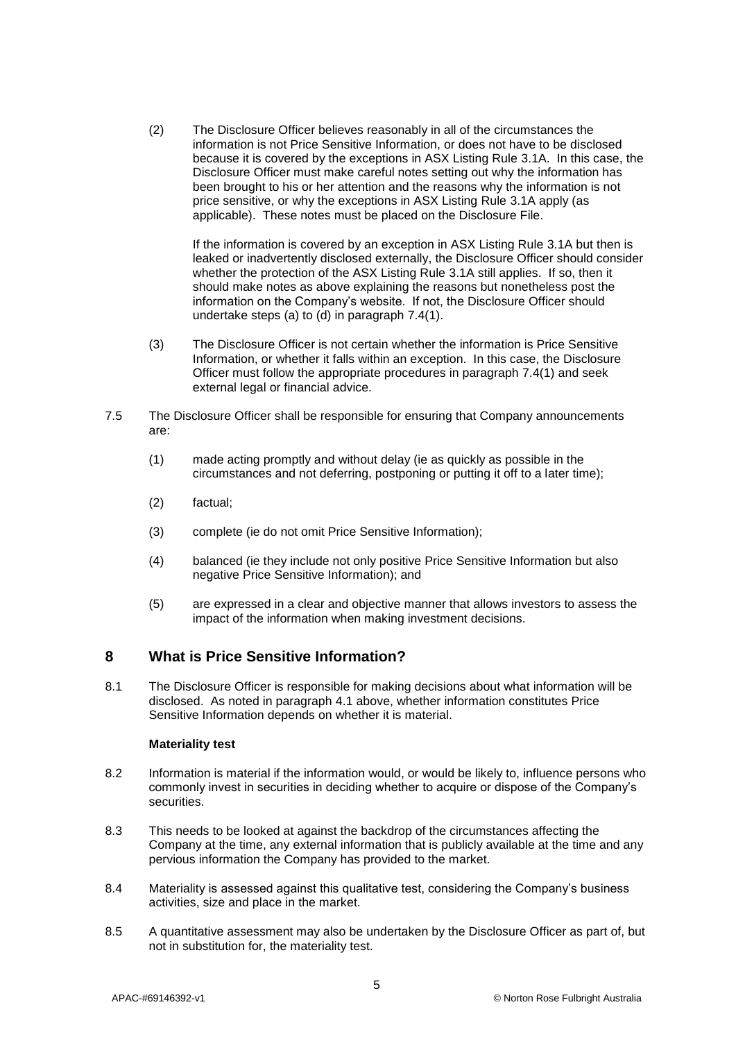(2) The Disclosure Officer believes reasonably in all of the circumstances the information is not Price Sensitive Information, or does not have to be disclosed because it is covered by the exceptions in ASX Listing Rule 3.1A. In this case, the Disclosure Officer must make careful notes setting out why the information has been brought to his or her attention and the reasons why the information is not price sensitive, or why the exceptions in ASX Listing Rule 3.1A apply (as applicable). These notes must be placed on the Disclosure File.

If the information is covered by an exception in ASX Listing Rule 3.1A but then is leaked or inadvertently disclosed externally, the Disclosure Officer should consider whether the protection of the ASX Listing Rule 3.1A still applies. If so, then it should make notes as above explaining the reasons but nonetheless post the information on the Company's website. If not, the Disclosure Officer should undertake steps (a) to (d) in paragraph 7.4(1).

(3) The Disclosure Officer is not certain whether the information is Price Sensitive Information, or whether it falls within an exception. In this case, the Disclosure Officer must follow the appropriate procedures in paragraph 7.4(1) and seek external legal or financial advice.

7.5 The Disclosure Officer shall be responsible for ensuring that Company announcements are:

(1) made acting promptly and without delay (ie as quickly as possible in the circumstances and not deferring, postponing or putting it off to a later time);

(2) factual;

(3) complete (ie do not omit Price Sensitive Information);

(4) balanced (ie they include not only positive Price Sensitive Information but also negative Price Sensitive Information); and

(5) are expressed in a clear and objective manner that allows investors to assess the impact of the information when making investment decisions.

## 8 What is Price Sensitive Information?

8.1 The Disclosure Officer is responsible for making decisions about what information will be disclosed. As noted in paragraph 4.1 above, whether information constitutes Price Sensitive Information depends on whether it is material.

**Materiality test**

8.2 Information is material if the information would, or would be likely to, influence persons who commonly invest in securities in deciding whether to acquire or dispose of the Company's securities.

8.3 This needs to be looked at against the backdrop of the circumstances affecting the Company at the time, any external information that is publicly available at the time and any pervious information the Company has provided to the market.

8.4 Materiality is assessed against this qualitative test, considering the Company's business activities, size and place in the market.

8.5 A quantitative assessment may also be undertaken by the Disclosure Officer as part of, but not in substitution for, the materiality test.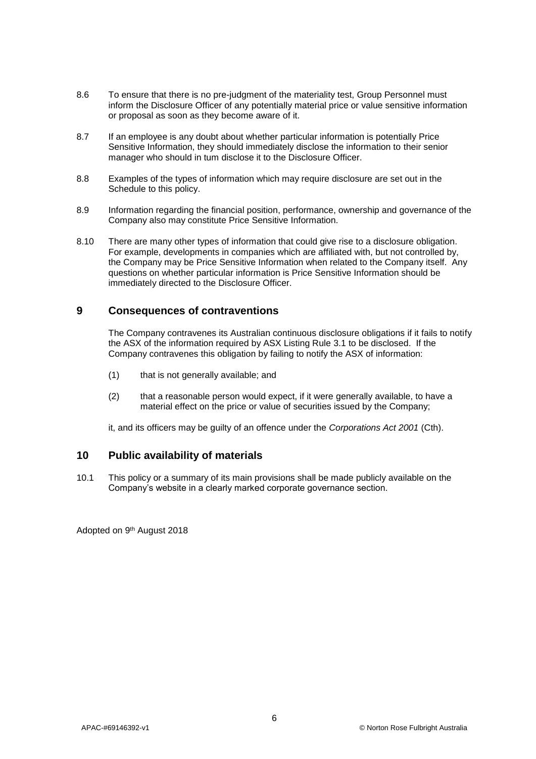8.6 To ensure that there is no pre-judgment of the materiality test, Group Personnel must inform the Disclosure Officer of any potentially material price or value sensitive information or proposal as soon as they become aware of it.

8.7 If an employee is any doubt about whether particular information is potentially Price Sensitive Information, they should immediately disclose the information to their senior manager who should in tum disclose it to the Disclosure Officer.

8.8 Examples of the types of information which may require disclosure are set out in the Schedule to this policy.

8.9 Information regarding the financial position, performance, ownership and governance of the Company also may constitute Price Sensitive Information.

8.10 There are many other types of information that could give rise to a disclosure obligation. For example, developments in companies which are affiliated with, but not controlled by, the Company may be Price Sensitive Information when related to the Company itself. Any questions on whether particular information is Price Sensitive Information should be immediately directed to the Disclosure Officer.

## 9 Consequences of contraventions

The Company contravenes its Australian continuous disclosure obligations if it fails to notify the ASX of the information required by ASX Listing Rule 3.1 to be disclosed. If the Company contravenes this obligation by failing to notify the ASX of information:

(1) that is not generally available; and

(2) that a reasonable person would expect, if it were generally available, to have a material effect on the price or value of securities issued by the Company;

it, and its officers may be guilty of an offence under the *Corporations Act 2001* (Cth).

## 10 Public availability of materials

10.1 This policy or a summary of its main provisions shall be made publicly available on the Company's website in a clearly marked corporate governance section.

Adopted on 9th August 2018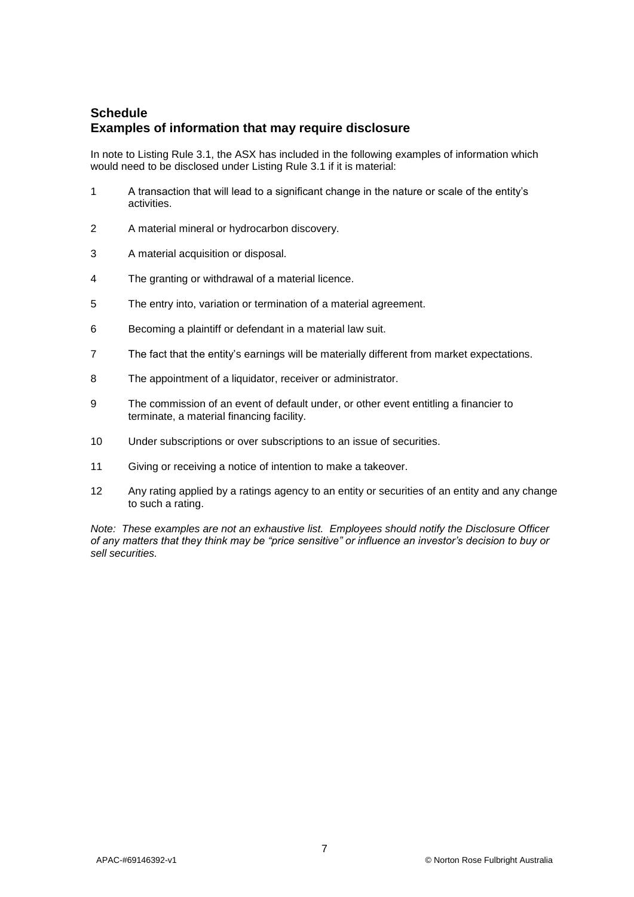## Schedule
## Examples of information that may require disclosure

In note to Listing Rule 3.1, the ASX has included in the following examples of information which would need to be disclosed under Listing Rule 3.1 if it is material:

1. A transaction that will lead to a significant change in the nature or scale of the entity's activities.
2. A material mineral or hydrocarbon discovery.
3. A material acquisition or disposal.
4. The granting or withdrawal of a material licence.
5. The entry into, variation or termination of a material agreement.
6. Becoming a plaintiff or defendant in a material law suit.
7. The fact that the entity's earnings will be materially different from market expectations.
8. The appointment of a liquidator, receiver or administrator.
9. The commission of an event of default under, or other event entitling a financier to terminate, a material financing facility.
10. Under subscriptions or over subscriptions to an issue of securities.
11. Giving or receiving a notice of intention to make a takeover.
12. Any rating applied by a ratings agency to an entity or securities of an entity and any change to such a rating.

*Note: These examples are not an exhaustive list. Employees should notify the Disclosure Officer of any matters that they think may be "price sensitive" or influence an investor's decision to buy or sell securities.*